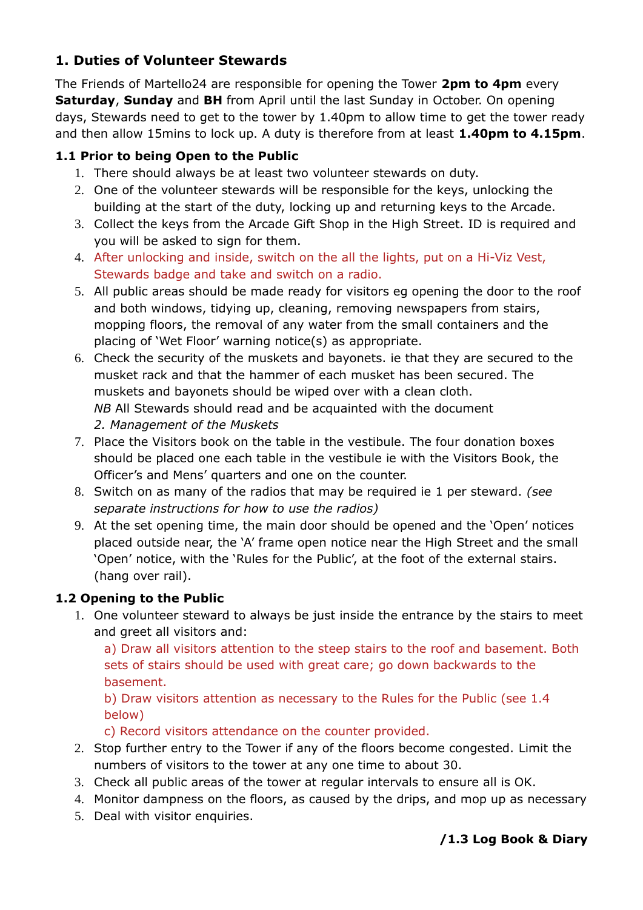## 1. Duties of Volunteer Stewards

The Friends of Martello24 are responsible for opening the Tower **2pm to 4pm** every **Saturday**, **Sunday** and **BH** from April until the last Sunday in October. On opening days, Stewards need to get to the tower by 1.40pm to allow time to get the tower ready and then allow 15mins to lock up. A duty is therefore from at least **1.40pm to 4.15pm**.

### 1.1 Prior to being Open to the Public

1. There should always be at least two volunteer stewards on duty.
2. One of the volunteer stewards will be responsible for the keys, unlocking the building at the start of the duty, locking up and returning keys to the Arcade.
3. Collect the keys from the Arcade Gift Shop in the High Street. ID is required and you will be asked to sign for them.
4. After unlocking and inside, switch on the all the lights, put on a Hi-Viz Vest, Stewards badge and take and switch on a radio.
5. All public areas should be made ready for visitors eg opening the door to the roof and both windows, tidying up, cleaning, removing newspapers from stairs, mopping floors, the removal of any water from the small containers and the placing of 'Wet Floor' warning notice(s) as appropriate.
6. Check the security of the muskets and bayonets. ie that they are secured to the musket rack and that the hammer of each musket has been secured. The muskets and bayonets should be wiped over with a clean cloth.
   *NB* All Stewards should read and be acquainted with the document
   *2. Management of the Muskets*
7. Place the Visitors book on the table in the vestibule. The four donation boxes should be placed one each table in the vestibule ie with the Visitors Book, the Officer's and Mens' quarters and one on the counter.
8. Switch on as many of the radios that may be required ie 1 per steward. *(see separate instructions for how to use the radios)*
9. At the set opening time, the main door should be opened and the 'Open' notices placed outside near, the 'A' frame open notice near the High Street and the small 'Open' notice, with the 'Rules for the Public', at the foot of the external stairs. (hang over rail).

### 1.2 Opening to the Public

1. One volunteer steward to always be just inside the entrance by the stairs to meet and greet all visitors and:
   a) Draw all visitors attention to the steep stairs to the roof and basement. Both sets of stairs should be used with great care; go down backwards to the basement.
   b) Draw visitors attention as necessary to the Rules for the Public (see 1.4 below)
   c) Record visitors attendance on the counter provided.
2. Stop further entry to the Tower if any of the floors become congested. Limit the numbers of visitors to the tower at any one time to about 30.
3. Check all public areas of the tower at regular intervals to ensure all is OK.
4. Monitor dampness on the floors, as caused by the drips, and mop up as necessary
5. Deal with visitor enquiries.

**/1.3 Log Book & Diary**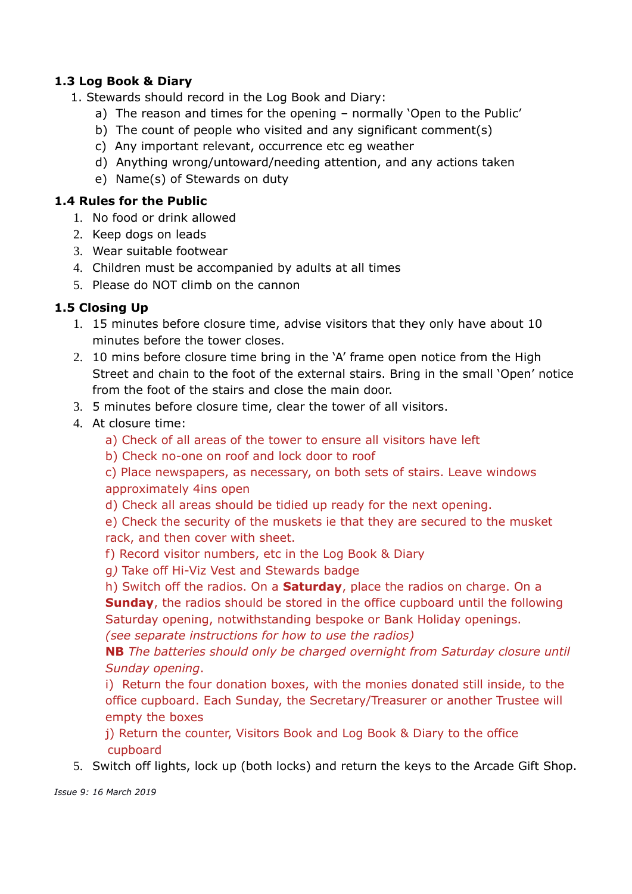### 1.3 Log Book & Diary

1. Stewards should record in the Log Book and Diary:
   a) The reason and times for the opening – normally 'Open to the Public'
   b) The count of people who visited and any significant comment(s)
   c) Any important relevant, occurrence etc eg weather
   d) Anything wrong/untoward/needing attention, and any actions taken
   e) Name(s) of Stewards on duty

### 1.4 Rules for the Public

1. No food or drink allowed
2. Keep dogs on leads
3. Wear suitable footwear
4. Children must be accompanied by adults at all times
5. Please do NOT climb on the cannon

### 1.5 Closing Up

1. 15 minutes before closure time, advise visitors that they only have about 10 minutes before the tower closes.
2. 10 mins before closure time bring in the 'A' frame open notice from the High Street and chain to the foot of the external stairs. Bring in the small 'Open' notice from the foot of the stairs and close the main door.
3. 5 minutes before closure time, clear the tower of all visitors.
4. At closure time:
   a) Check of all areas of the tower to ensure all visitors have left
   b) Check no-one on roof and lock door to roof
   c) Place newspapers, as necessary, on both sets of stairs. Leave windows approximately 4ins open
   d) Check all areas should be tidied up ready for the next opening.
   e) Check the security of the muskets ie that they are secured to the musket rack, and then cover with sheet.
   f) Record visitor numbers, etc in the Log Book & Diary
   g) Take off Hi-Viz Vest and Stewards badge
   h) Switch off the radios. On a **Saturday**, place the radios on charge. On a **Sunday**, the radios should be stored in the office cupboard until the following Saturday opening, notwithstanding bespoke or Bank Holiday openings.
   *(see separate instructions for how to use the radios)*
   **NB** *The batteries should only be charged overnight from Saturday closure until Sunday opening*.
   i) Return the four donation boxes, with the monies donated still inside, to the office cupboard. Each Sunday, the Secretary/Treasurer or another Trustee will empty the boxes
   j) Return the counter, Visitors Book and Log Book & Diary to the office cupboard
5. Switch off lights, lock up (both locks) and return the keys to the Arcade Gift Shop.

*Issue 9: 16 March 2019*